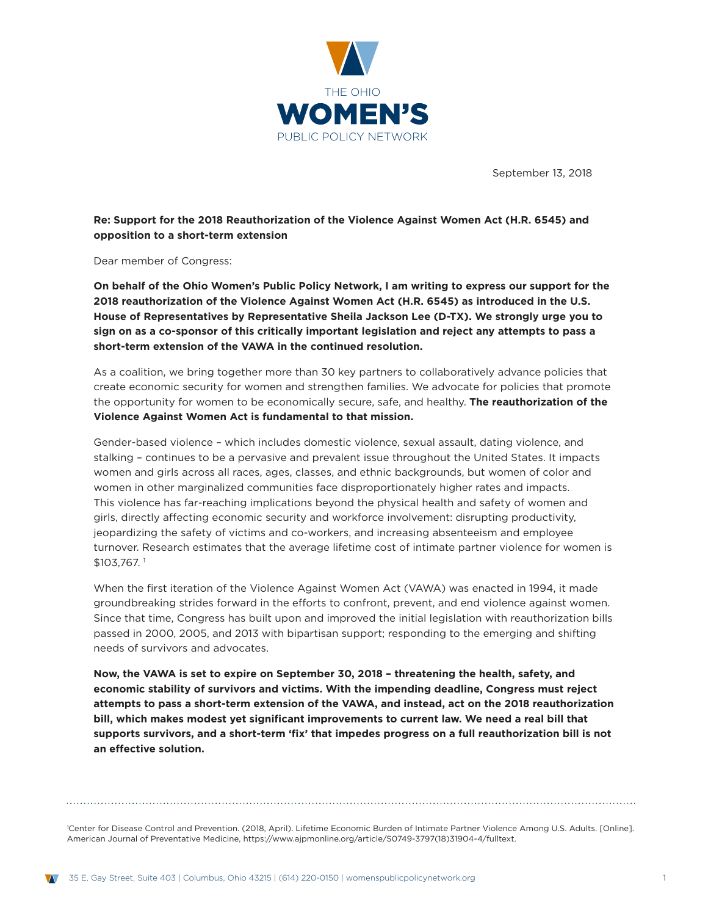THE OHIO

# WOMEN'S

PUBLIC POLICY NETWORK

September 13, 2018

**Re: Support for the 2018 Reauthorization of the Violence Against Women Act (H.R. 6545) and opposition to a short-term extension**

Dear member of Congress:

**On behalf of the Ohio Women's Public Policy Network, I am writing to express our support for the 2018 reauthorization of the Violence Against Women Act (H.R. 6545) as introduced in the U.S. House of Representatives by Representative Sheila Jackson Lee (D-TX). We strongly urge you to sign on as a co-sponsor of this critically important legislation and reject any attempts to pass a short-term extension of the VAWA in the continued resolution.**

As a coalition, we bring together more than 30 key partners to collaboratively advance policies that create economic security for women and strengthen families. We advocate for policies that promote the opportunity for women to be economically secure, safe, and healthy. **The reauthorization of the Violence Against Women Act is fundamental to that mission.**

Gender-based violence – which includes domestic violence, sexual assault, dating violence, and stalking – continues to be a pervasive and prevalent issue throughout the United States. It impacts women and girls across all races, ages, classes, and ethnic backgrounds, but women of color and women in other marginalized communities face disproportionately higher rates and impacts. This violence has far-reaching implications beyond the physical health and safety of women and girls, directly affecting economic security and workforce involvement: disrupting productivity, jeopardizing the safety of victims and co-workers, and increasing absenteeism and employee turnover. Research estimates that the average lifetime cost of intimate partner violence for women is $103,767. [1]

When the first iteration of the Violence Against Women Act (VAWA) was enacted in 1994, it made groundbreaking strides forward in the efforts to confront, prevent, and end violence against women. Since that time, Congress has built upon and improved the initial legislation with reauthorization bills passed in 2000, 2005, and 2013 with bipartisan support; responding to the emerging and shifting needs of survivors and advocates.

**Now, the VAWA is set to expire on September 30, 2018 – threatening the health, safety, and economic stability of survivors and victims. With the impending deadline, Congress must reject attempts to pass a short-term extension of the VAWA, and instead, act on the 2018 reauthorization bill, which makes modest yet significant improvements to current law. We need a real bill that supports survivors, and a short-term 'fix' that impedes progress on a full reauthorization bill is not an effective solution.**

---

[1] Center for Disease Control and Prevention. (2018, April). Lifetime Economic Burden of Intimate Partner Violence Among U.S. Adults. [Online]. American Journal of Preventative Medicine, https://www.ajpmonline.org/article/S0749-3797(18)31904-4/fulltext.

35 E. Gay Street, Suite 403 | Columbus, Ohio 43215 | (614) 220-0150 | womenspublicpolicynetwork.org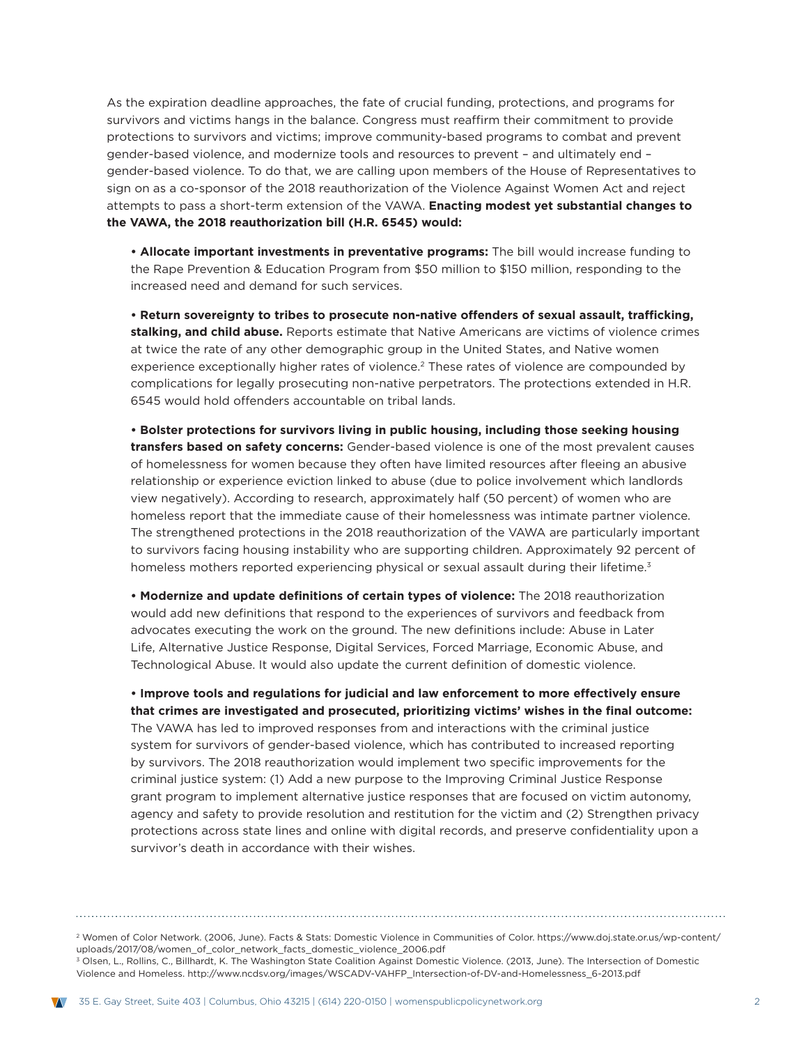As the expiration deadline approaches, the fate of crucial funding, protections, and programs for survivors and victims hangs in the balance. Congress must reaffirm their commitment to provide protections to survivors and victims; improve community-based programs to combat and prevent gender-based violence, and modernize tools and resources to prevent – and ultimately end – gender-based violence. To do that, we are calling upon members of the House of Representatives to sign on as a co-sponsor of the 2018 reauthorization of the Violence Against Women Act and reject attempts to pass a short-term extension of the VAWA. **Enacting modest yet substantial changes to the VAWA, the 2018 reauthorization bill (H.R. 6545) would:**

- **Allocate important investments in preventative programs:** The bill would increase funding to the Rape Prevention & Education Program from $50 million to $150 million, responding to the increased need and demand for such services.

- **Return sovereignty to tribes to prosecute non-native offenders of sexual assault, trafficking, stalking, and child abuse.** Reports estimate that Native Americans are victims of violence crimes at twice the rate of any other demographic group in the United States, and Native women experience exceptionally higher rates of violence.[2] These rates of violence are compounded by complications for legally prosecuting non-native perpetrators. The protections extended in H.R. 6545 would hold offenders accountable on tribal lands.

- **Bolster protections for survivors living in public housing, including those seeking housing transfers based on safety concerns:** Gender-based violence is one of the most prevalent causes of homelessness for women because they often have limited resources after fleeing an abusive relationship or experience eviction linked to abuse (due to police involvement which landlords view negatively). According to research, approximately half (50 percent) of women who are homeless report that the immediate cause of their homelessness was intimate partner violence. The strengthened protections in the 2018 reauthorization of the VAWA are particularly important to survivors facing housing instability who are supporting children. Approximately 92 percent of homeless mothers reported experiencing physical or sexual assault during their lifetime.[3]

- **Modernize and update definitions of certain types of violence:** The 2018 reauthorization would add new definitions that respond to the experiences of survivors and feedback from advocates executing the work on the ground. The new definitions include: Abuse in Later Life, Alternative Justice Response, Digital Services, Forced Marriage, Economic Abuse, and Technological Abuse. It would also update the current definition of domestic violence.

- **Improve tools and regulations for judicial and law enforcement to more effectively ensure that crimes are investigated and prosecuted, prioritizing victims' wishes in the final outcome:** The VAWA has led to improved responses from and interactions with the criminal justice system for survivors of gender-based violence, which has contributed to increased reporting by survivors. The 2018 reauthorization would implement two specific improvements for the criminal justice system: (1) Add a new purpose to the Improving Criminal Justice Response grant program to implement alternative justice responses that are focused on victim autonomy, agency and safety to provide resolution and restitution for the victim and (2) Strengthen privacy protections across state lines and online with digital records, and preserve confidentiality upon a survivor's death in accordance with their wishes.

---

[2] Women of Color Network. (2006, June). Facts & Stats: Domestic Violence in Communities of Color. https://www.doj.state.or.us/wp-content/uploads/2017/08/women_of_color_network_facts_domestic_violence_2006.pdf

[3] Olsen, L., Rollins, C., Billhardt, K. The Washington State Coalition Against Domestic Violence. (2013, June). The Intersection of Domestic Violence and Homeless. http://www.ncdsv.org/images/WSCADV-VAHFP_Intersection-of-DV-and-Homelessness_6-2013.pdf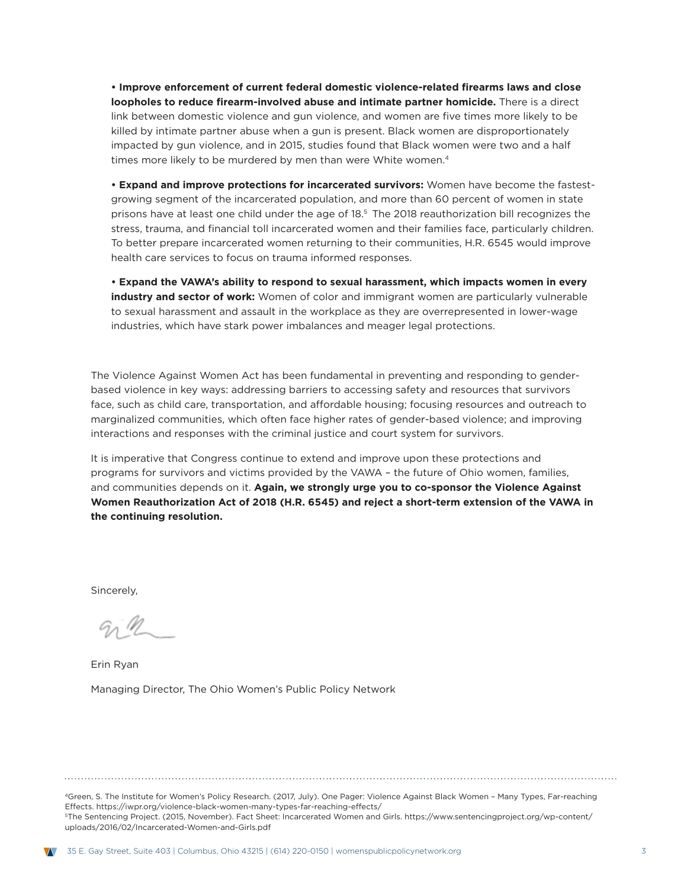- **Improve enforcement of current federal domestic violence-related firearms laws and close loopholes to reduce firearm-involved abuse and intimate partner homicide.** There is a direct link between domestic violence and gun violence, and women are five times more likely to be killed by intimate partner abuse when a gun is present. Black women are disproportionately impacted by gun violence, and in 2015, studies found that Black women were two and a half times more likely to be murdered by men than were White women.[4]

- **Expand and improve protections for incarcerated survivors:** Women have become the fastest-growing segment of the incarcerated population, and more than 60 percent of women in state prisons have at least one child under the age of 18.[5] The 2018 reauthorization bill recognizes the stress, trauma, and financial toll incarcerated women and their families face, particularly children. To better prepare incarcerated women returning to their communities, H.R. 6545 would improve health care services to focus on trauma informed responses.

- **Expand the VAWA's ability to respond to sexual harassment, which impacts women in every industry and sector of work:** Women of color and immigrant women are particularly vulnerable to sexual harassment and assault in the workplace as they are overrepresented in lower-wage industries, which have stark power imbalances and meager legal protections.

The Violence Against Women Act has been fundamental in preventing and responding to gender-based violence in key ways: addressing barriers to accessing safety and resources that survivors face, such as child care, transportation, and affordable housing; focusing resources and outreach to marginalized communities, which often face higher rates of gender-based violence; and improving interactions and responses with the criminal justice and court system for survivors.

It is imperative that Congress continue to extend and improve upon these protections and programs for survivors and victims provided by the VAWA – the future of Ohio women, families, and communities depends on it. **Again, we strongly urge you to co-sponsor the Violence Against Women Reauthorization Act of 2018 (H.R. 6545) and reject a short-term extension of the VAWA in the continuing resolution.**

Sincerely,

Erin Ryan

Managing Director, The Ohio Women's Public Policy Network

---

[4] Green, S. The Institute for Women's Policy Research. (2017, July). One Pager: Violence Against Black Women – Many Types, Far-reaching Effects. https://iwpr.org/violence-black-women-many-types-far-reaching-effects/

[5] The Sentencing Project. (2015, November). Fact Sheet: Incarcerated Women and Girls. https://www.sentencingproject.org/wp-content/uploads/2016/02/Incarcerated-Women-and-Girls.pdf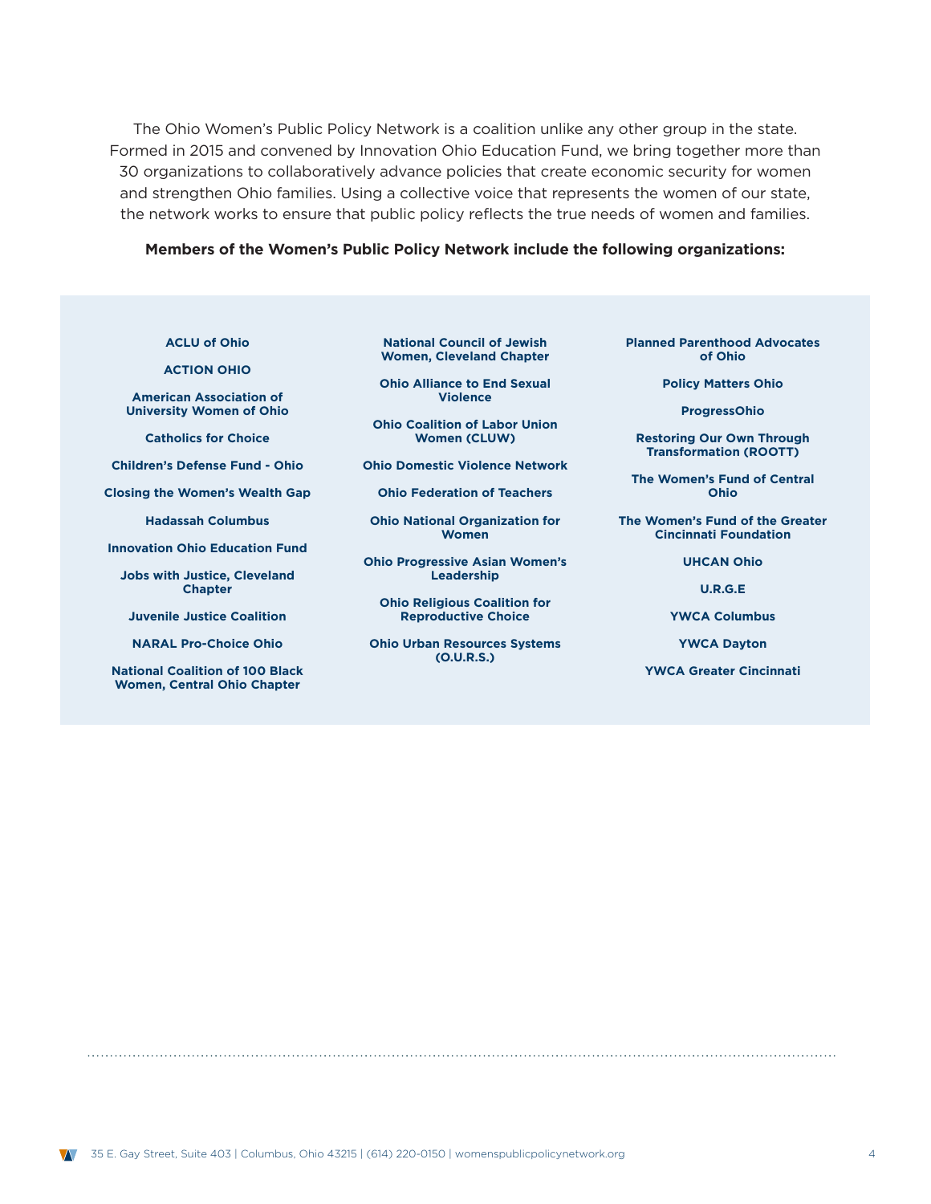The Ohio Women's Public Policy Network is a coalition unlike any other group in the state. Formed in 2015 and convened by Innovation Ohio Education Fund, we bring together more than 30 organizations to collaboratively advance policies that create economic security for women and strengthen Ohio families. Using a collective voice that represents the women of our state, the network works to ensure that public policy reflects the true needs of women and families.

**Members of the Women's Public Policy Network include the following organizations:**

- **ACLU of Ohio**
- **ACTION OHIO**
- **American Association of University Women of Ohio**
- **Catholics for Choice**
- **Children's Defense Fund - Ohio**
- **Closing the Women's Wealth Gap**
- **Hadassah Columbus**
- **Innovation Ohio Education Fund**
- **Jobs with Justice, Cleveland Chapter**
- **Juvenile Justice Coalition**
- **NARAL Pro-Choice Ohio**
- **National Coalition of 100 Black Women, Central Ohio Chapter**
- **National Council of Jewish Women, Cleveland Chapter**
- **Ohio Alliance to End Sexual Violence**
- **Ohio Coalition of Labor Union Women (CLUW)**
- **Ohio Domestic Violence Network**
- **Ohio Federation of Teachers**
- **Ohio National Organization for Women**
- **Ohio Progressive Asian Women's Leadership**
- **Ohio Religious Coalition for Reproductive Choice**
- **Ohio Urban Resources Systems (O.U.R.S.)**
- **Planned Parenthood Advocates of Ohio**
- **Policy Matters Ohio**
- **ProgressOhio**
- **Restoring Our Own Through Transformation (ROOTT)**
- **The Women's Fund of Central Ohio**
- **The Women's Fund of the Greater Cincinnati Foundation**
- **UHCAN Ohio**
- **U.R.G.E**
- **YWCA Columbus**
- **YWCA Dayton**
- **YWCA Greater Cincinnati**

35 E. Gay Street, Suite 403 | Columbus, Ohio 43215 | (614) 220-0150 | womenspublicpolicynetwork.org